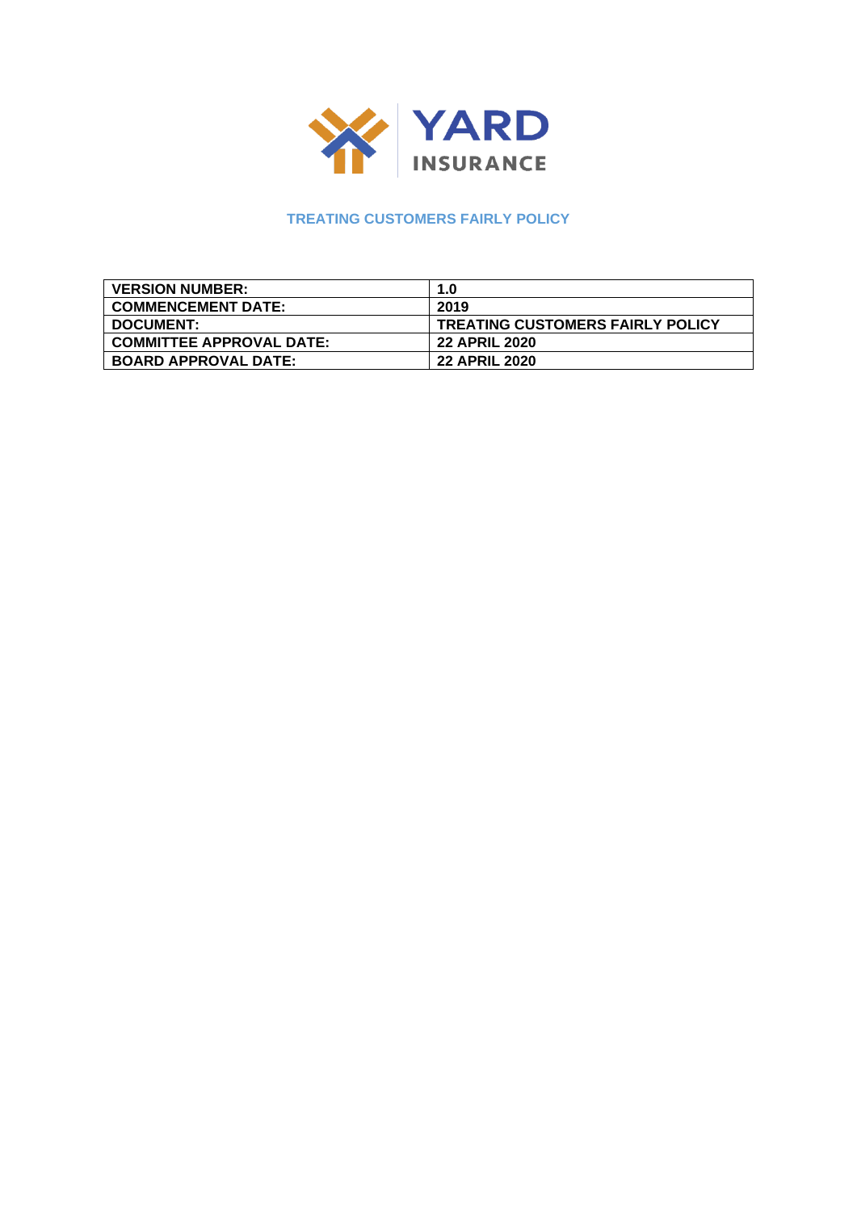YARD INSURANCE

# TREATING CUSTOMERS FAIRLY POLICY

| VERSION NUMBER: | 1.0 |
|---|---|
| COMMENCEMENT DATE: | 2019 |
| DOCUMENT: | TREATING CUSTOMERS FAIRLY POLICY |
| COMMITTEE APPROVAL DATE: | 22 APRIL 2020 |
| BOARD APPROVAL DATE: | 22 APRIL 2020 |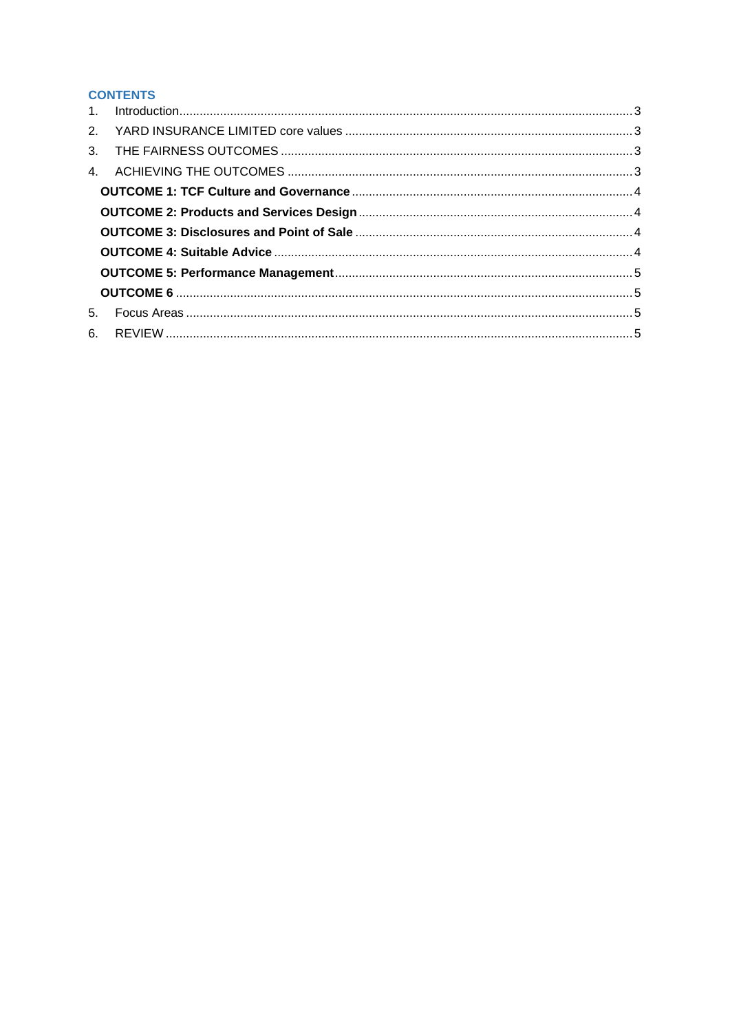## CONTENTS

1. Introduction ..... 3
2. YARD INSURANCE LIMITED core values ..... 3
3. THE FAIRNESS OUTCOMES ..... 3
4. ACHIEVING THE OUTCOMES ..... 3
   - **OUTCOME 1: TCF Culture and Governance** ..... 4
   - **OUTCOME 2: Products and Services Design** ..... 4
   - **OUTCOME 3: Disclosures and Point of Sale** ..... 4
   - **OUTCOME 4: Suitable Advice** ..... 4
   - **OUTCOME 5: Performance Management** ..... 5
   - **OUTCOME 6** ..... 5
5. Focus Areas ..... 5
6. REVIEW ..... 5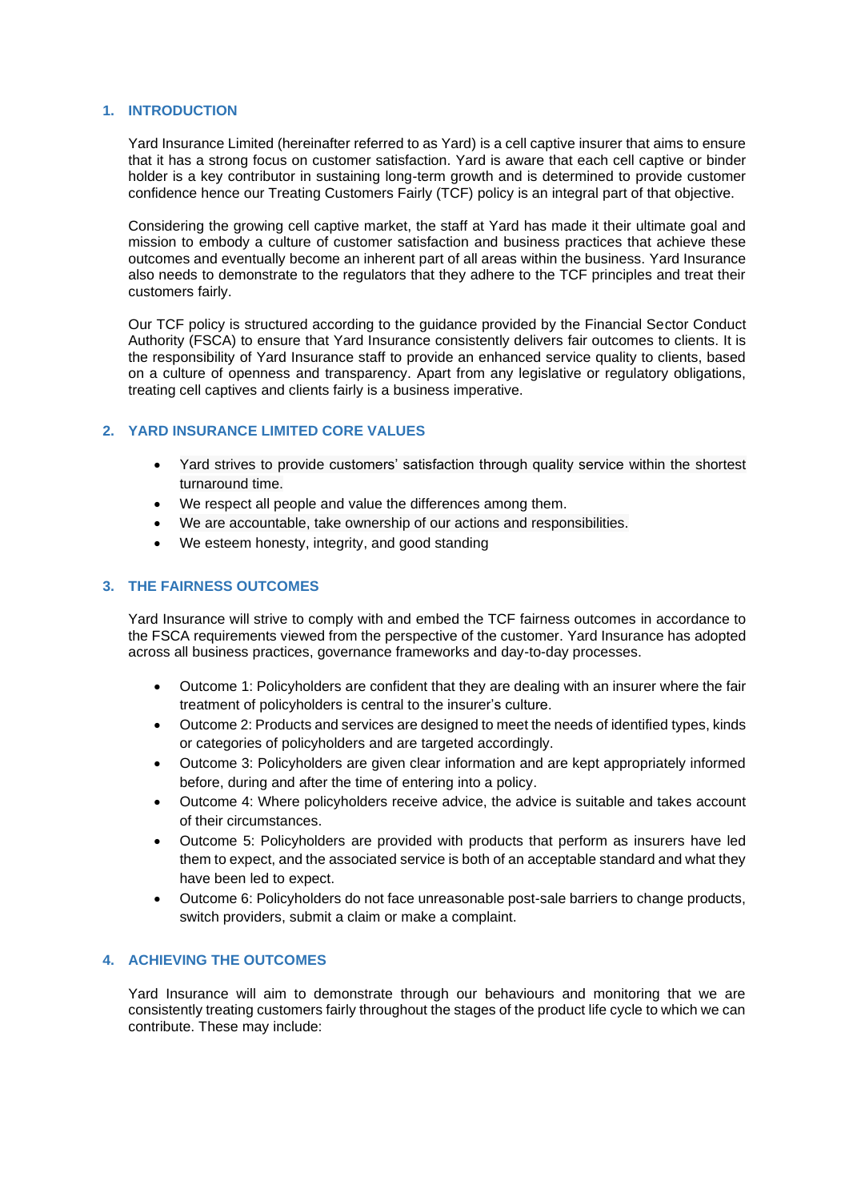## 1. INTRODUCTION

Yard Insurance Limited (hereinafter referred to as Yard) is a cell captive insurer that aims to ensure that it has a strong focus on customer satisfaction. Yard is aware that each cell captive or binder holder is a key contributor in sustaining long-term growth and is determined to provide customer confidence hence our Treating Customers Fairly (TCF) policy is an integral part of that objective.

Considering the growing cell captive market, the staff at Yard has made it their ultimate goal and mission to embody a culture of customer satisfaction and business practices that achieve these outcomes and eventually become an inherent part of all areas within the business. Yard Insurance also needs to demonstrate to the regulators that they adhere to the TCF principles and treat their customers fairly.

Our TCF policy is structured according to the guidance provided by the Financial Sector Conduct Authority (FSCA) to ensure that Yard Insurance consistently delivers fair outcomes to clients. It is the responsibility of Yard Insurance staff to provide an enhanced service quality to clients, based on a culture of openness and transparency. Apart from any legislative or regulatory obligations, treating cell captives and clients fairly is a business imperative.

## 2. YARD INSURANCE LIMITED CORE VALUES

- Yard strives to provide customers' satisfaction through quality service within the shortest turnaround time.
- We respect all people and value the differences among them.
- We are accountable, take ownership of our actions and responsibilities.
- We esteem honesty, integrity, and good standing

## 3. THE FAIRNESS OUTCOMES

Yard Insurance will strive to comply with and embed the TCF fairness outcomes in accordance to the FSCA requirements viewed from the perspective of the customer. Yard Insurance has adopted across all business practices, governance frameworks and day-to-day processes.

- Outcome 1: Policyholders are confident that they are dealing with an insurer where the fair treatment of policyholders is central to the insurer's culture.
- Outcome 2: Products and services are designed to meet the needs of identified types, kinds or categories of policyholders and are targeted accordingly.
- Outcome 3: Policyholders are given clear information and are kept appropriately informed before, during and after the time of entering into a policy.
- Outcome 4: Where policyholders receive advice, the advice is suitable and takes account of their circumstances.
- Outcome 5: Policyholders are provided with products that perform as insurers have led them to expect, and the associated service is both of an acceptable standard and what they have been led to expect.
- Outcome 6: Policyholders do not face unreasonable post-sale barriers to change products, switch providers, submit a claim or make a complaint.

## 4. ACHIEVING THE OUTCOMES

Yard Insurance will aim to demonstrate through our behaviours and monitoring that we are consistently treating customers fairly throughout the stages of the product life cycle to which we can contribute. These may include: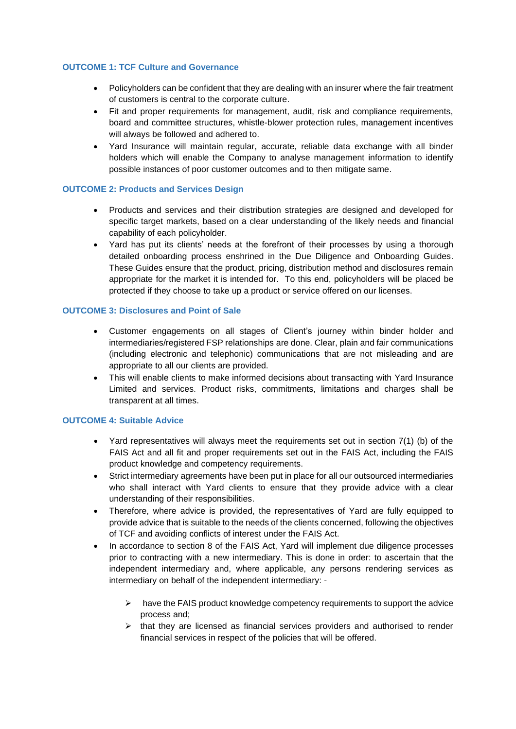### OUTCOME 1: TCF Culture and Governance

- Policyholders can be confident that they are dealing with an insurer where the fair treatment of customers is central to the corporate culture.
- Fit and proper requirements for management, audit, risk and compliance requirements, board and committee structures, whistle-blower protection rules, management incentives will always be followed and adhered to.
- Yard Insurance will maintain regular, accurate, reliable data exchange with all binder holders which will enable the Company to analyse management information to identify possible instances of poor customer outcomes and to then mitigate same.

### OUTCOME 2: Products and Services Design

- Products and services and their distribution strategies are designed and developed for specific target markets, based on a clear understanding of the likely needs and financial capability of each policyholder.
- Yard has put its clients' needs at the forefront of their processes by using a thorough detailed onboarding process enshrined in the Due Diligence and Onboarding Guides. These Guides ensure that the product, pricing, distribution method and disclosures remain appropriate for the market it is intended for. To this end, policyholders will be placed be protected if they choose to take up a product or service offered on our licenses.

### OUTCOME 3: Disclosures and Point of Sale

- Customer engagements on all stages of Client's journey within binder holder and intermediaries/registered FSP relationships are done. Clear, plain and fair communications (including electronic and telephonic) communications that are not misleading and are appropriate to all our clients are provided.
- This will enable clients to make informed decisions about transacting with Yard Insurance Limited and services. Product risks, commitments, limitations and charges shall be transparent at all times.

### OUTCOME 4: Suitable Advice

- Yard representatives will always meet the requirements set out in section 7(1) (b) of the FAIS Act and all fit and proper requirements set out in the FAIS Act, including the FAIS product knowledge and competency requirements.
- Strict intermediary agreements have been put in place for all our outsourced intermediaries who shall interact with Yard clients to ensure that they provide advice with a clear understanding of their responsibilities.
- Therefore, where advice is provided, the representatives of Yard are fully equipped to provide advice that is suitable to the needs of the clients concerned, following the objectives of TCF and avoiding conflicts of interest under the FAIS Act.
- In accordance to section 8 of the FAIS Act, Yard will implement due diligence processes prior to contracting with a new intermediary. This is done in order: to ascertain that the independent intermediary and, where applicable, any persons rendering services as intermediary on behalf of the independent intermediary: -
  - have the FAIS product knowledge competency requirements to support the advice process and;
  - that they are licensed as financial services providers and authorised to render financial services in respect of the policies that will be offered.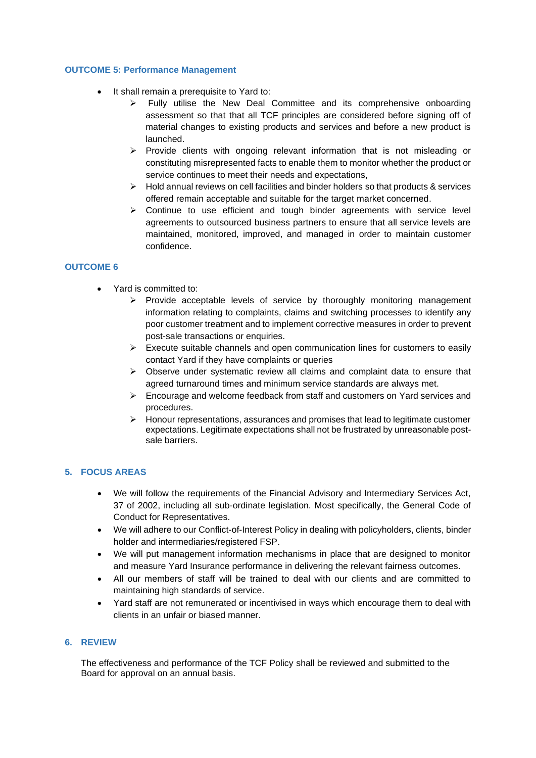### OUTCOME 5: Performance Management

- It shall remain a prerequisite to Yard to:
  - Fully utilise the New Deal Committee and its comprehensive onboarding assessment so that that all TCF principles are considered before signing off of material changes to existing products and services and before a new product is launched.
  - Provide clients with ongoing relevant information that is not misleading or constituting misrepresented facts to enable them to monitor whether the product or service continues to meet their needs and expectations,
  - Hold annual reviews on cell facilities and binder holders so that products & services offered remain acceptable and suitable for the target market concerned.
  - Continue to use efficient and tough binder agreements with service level agreements to outsourced business partners to ensure that all service levels are maintained, monitored, improved, and managed in order to maintain customer confidence.

### OUTCOME 6

- Yard is committed to:
  - Provide acceptable levels of service by thoroughly monitoring management information relating to complaints, claims and switching processes to identify any poor customer treatment and to implement corrective measures in order to prevent post-sale transactions or enquiries.
  - Execute suitable channels and open communication lines for customers to easily contact Yard if they have complaints or queries
  - Observe under systematic review all claims and complaint data to ensure that agreed turnaround times and minimum service standards are always met.
  - Encourage and welcome feedback from staff and customers on Yard services and procedures.
  - Honour representations, assurances and promises that lead to legitimate customer expectations. Legitimate expectations shall not be frustrated by unreasonable post-sale barriers.

## 5. FOCUS AREAS

- We will follow the requirements of the Financial Advisory and Intermediary Services Act, 37 of 2002, including all sub-ordinate legislation. Most specifically, the General Code of Conduct for Representatives.
- We will adhere to our Conflict-of-Interest Policy in dealing with policyholders, clients, binder holder and intermediaries/registered FSP.
- We will put management information mechanisms in place that are designed to monitor and measure Yard Insurance performance in delivering the relevant fairness outcomes.
- All our members of staff will be trained to deal with our clients and are committed to maintaining high standards of service.
- Yard staff are not remunerated or incentivised in ways which encourage them to deal with clients in an unfair or biased manner.

## 6. REVIEW

The effectiveness and performance of the TCF Policy shall be reviewed and submitted to the Board for approval on an annual basis.